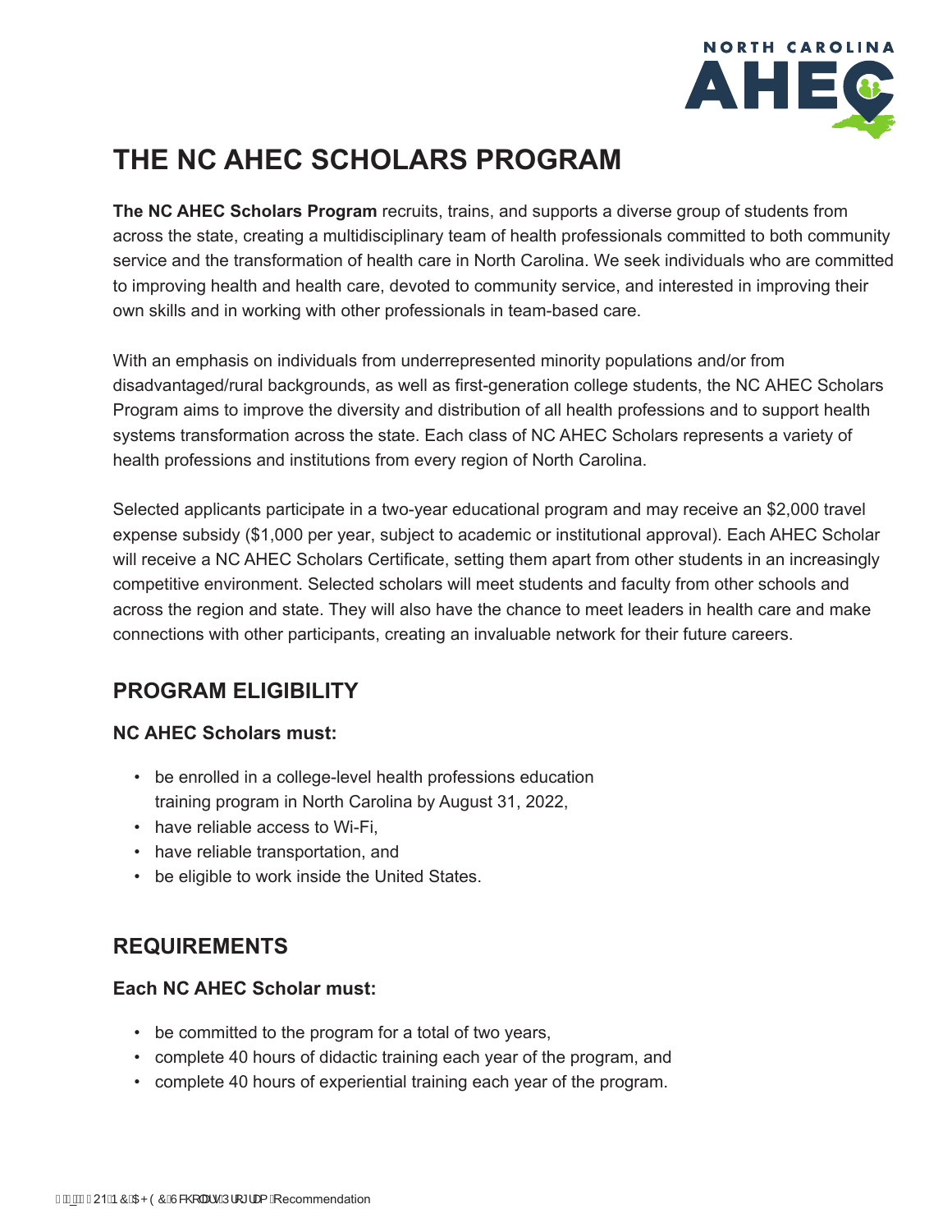# THE NC AHEC SCHOLARS PROGRAM

**The NC AHEC Scholars Program** recruits, trains, and supports a diverse group of students from across the state, creating a multidisciplinary team of health professionals committed to both community service and the transformation of health care in North Carolina. We seek individuals who are committed to improving health and health care, devoted to community service, and interested in improving their own skills and in working with other professionals in team-based care.

With an emphasis on individuals from underrepresented minority populations and/or from disadvantaged/rural backgrounds, as well as first-generation college students, the NC AHEC Scholars Program aims to improve the diversity and distribution of all health professions and to support health systems transformation across the state. Each class of NC AHEC Scholars represents a variety of health professions and institutions from every region of North Carolina.

Selected applicants participate in a two-year educational program and may receive an $2,000 travel expense subsidy ($1,000 per year, subject to academic or institutional approval). Each AHEC Scholar will receive a NC AHEC Scholars Certificate, setting them apart from other students in an increasingly competitive environment. Selected scholars will meet students and faculty from other schools and across the region and state. They will also have the chance to meet leaders in health care and make connections with other participants, creating an invaluable network for their future careers.

## PROGRAM ELIGIBILITY

### NC AHEC Scholars must:

- be enrolled in a college-level health professions education training program in North Carolina by August 31, 2022,
- have reliable access to Wi-Fi,
- have reliable transportation, and
- be eligible to work inside the United States.

## REQUIREMENTS

### Each NC AHEC Scholar must:

- be committed to the program for a total of two years,
- complete 40 hours of didactic training each year of the program, and
- complete 40 hours of experiential training each year of the program.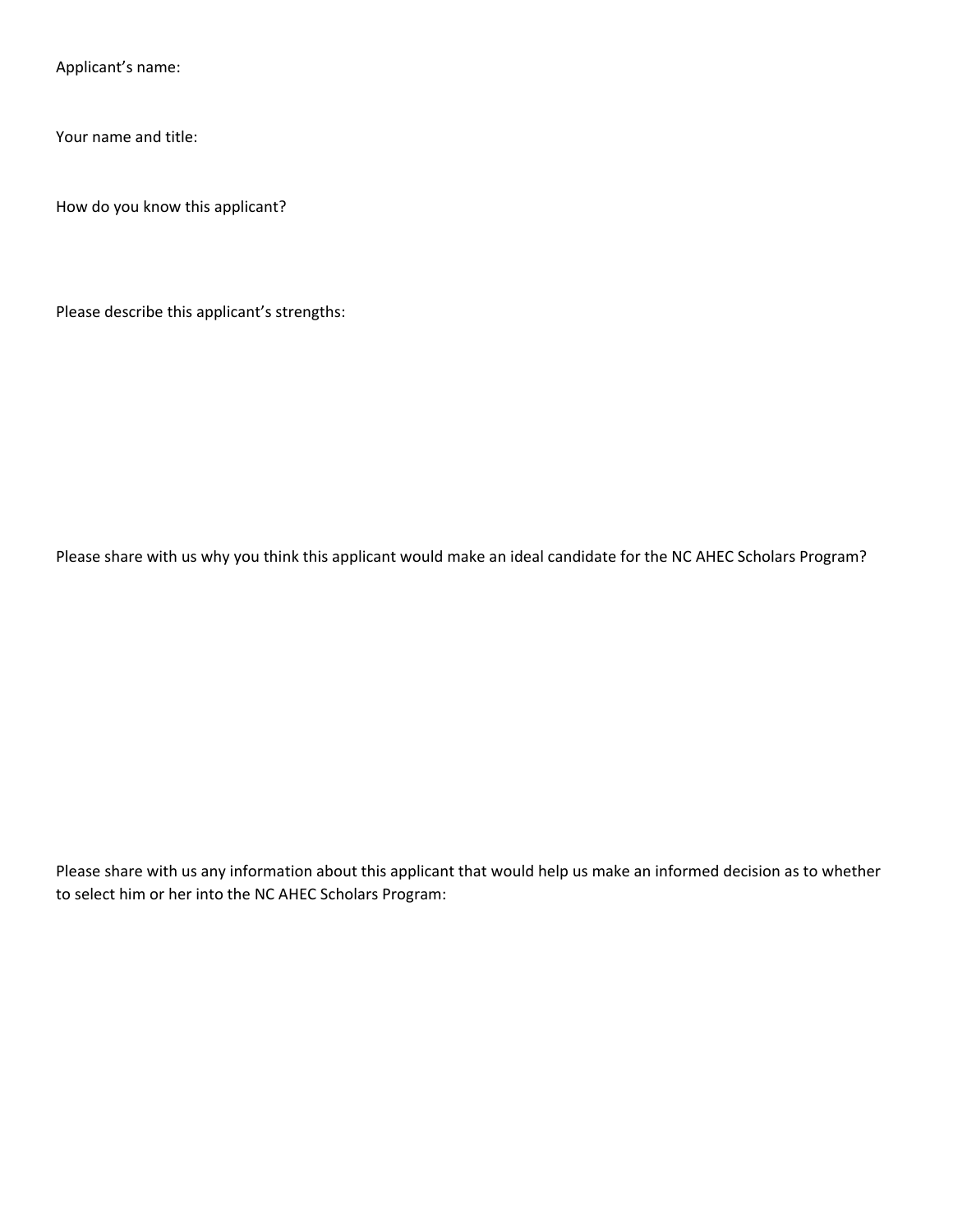Applicant's name:

Your name and title:

How do you know this applicant?

Please describe this applicant's strengths:

Please share with us why you think this applicant would make an ideal candidate for the NC AHEC Scholars Program?

Please share with us any information about this applicant that would help us make an informed decision as to whether to select him or her into the NC AHEC Scholars Program: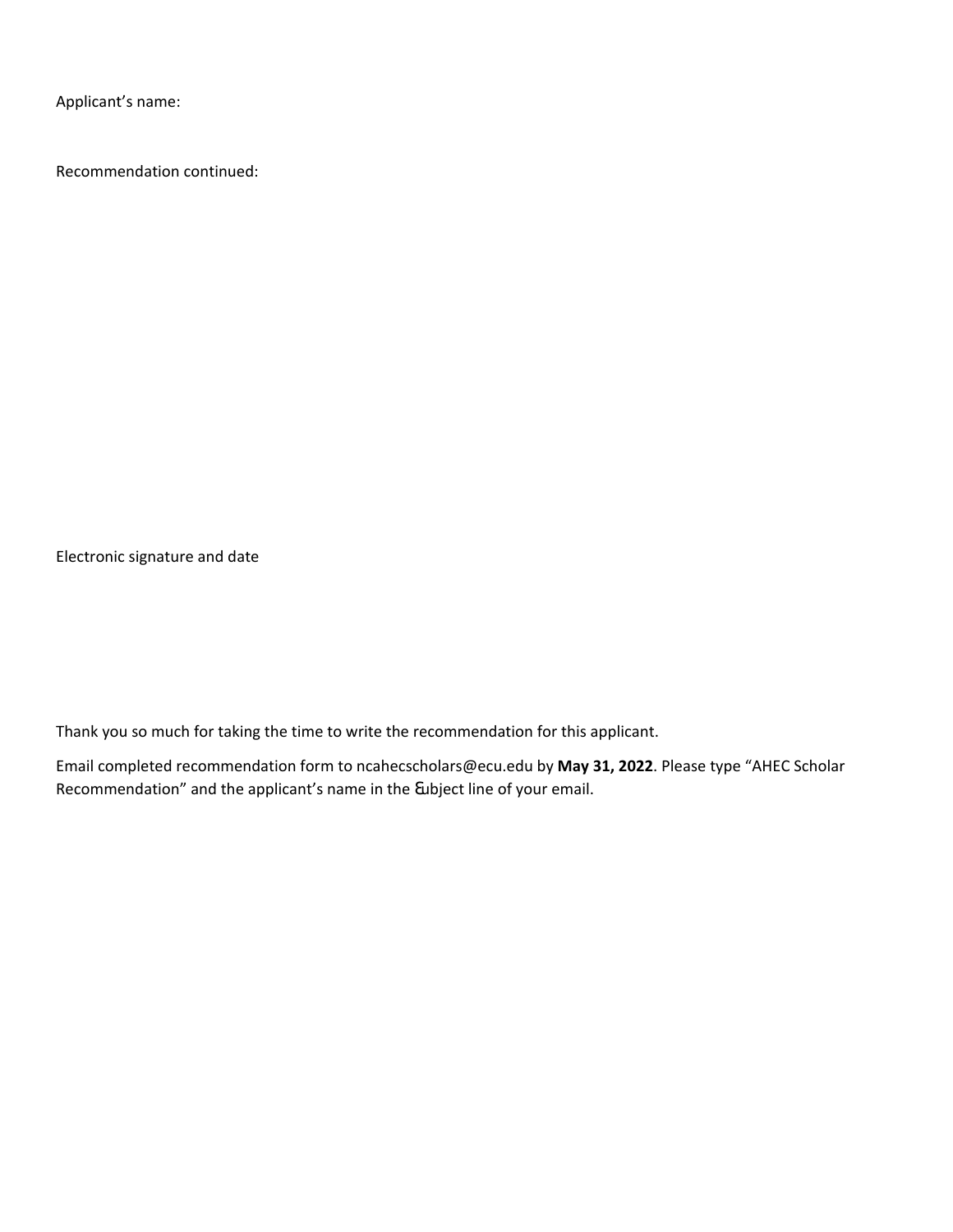Applicant's name:

Recommendation continued:

Electronic signature and date

Thank you so much for taking the time to write the recommendation for this applicant.

Email completed recommendation form to ncahecscholars@ecu.edu by **May 31, 2022**. Please type "AHEC Scholar Recommendation" and the applicant's name in the subject line of your email.